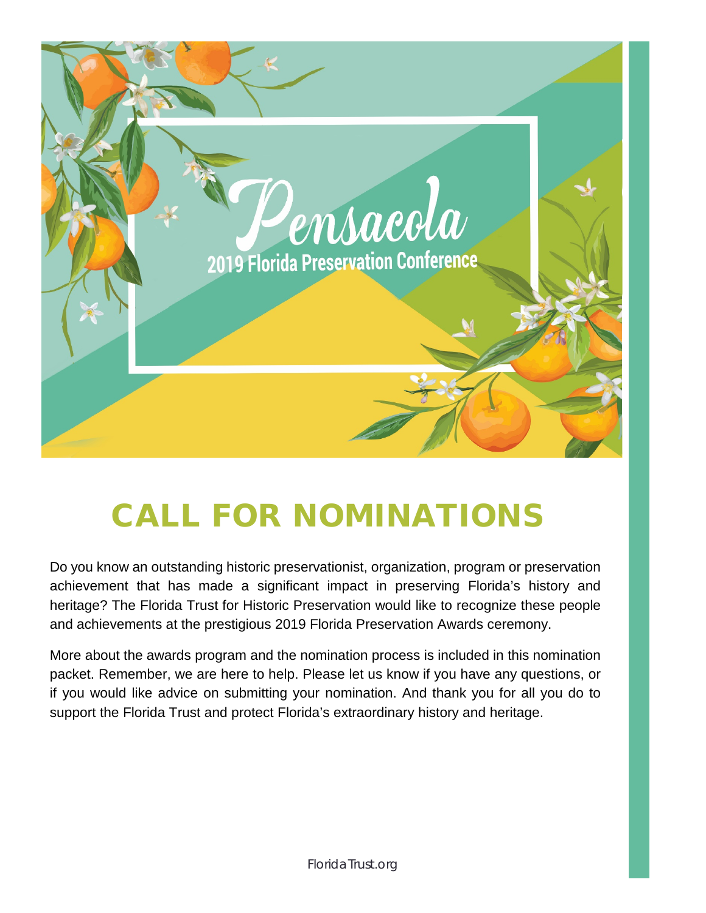# Pensacola

## 2019 Florida Preservation Conference

# CALL FOR NOMINATIONS

Do you know an outstanding historic preservationist, organization, program or preservation achievement that has made a significant impact in preserving Florida's history and heritage? The Florida Trust for Historic Preservation would like to recognize these people and achievements at the prestigious 2019 Florida Preservation Awards ceremony.

More about the awards program and the nomination process is included in this nomination packet. Remember, we are here to help. Please let us know if you have any questions, or if you would like advice on submitting your nomination. And thank you for all you do to support the Florida Trust and protect Florida's extraordinary history and heritage.

FloridaTrust.org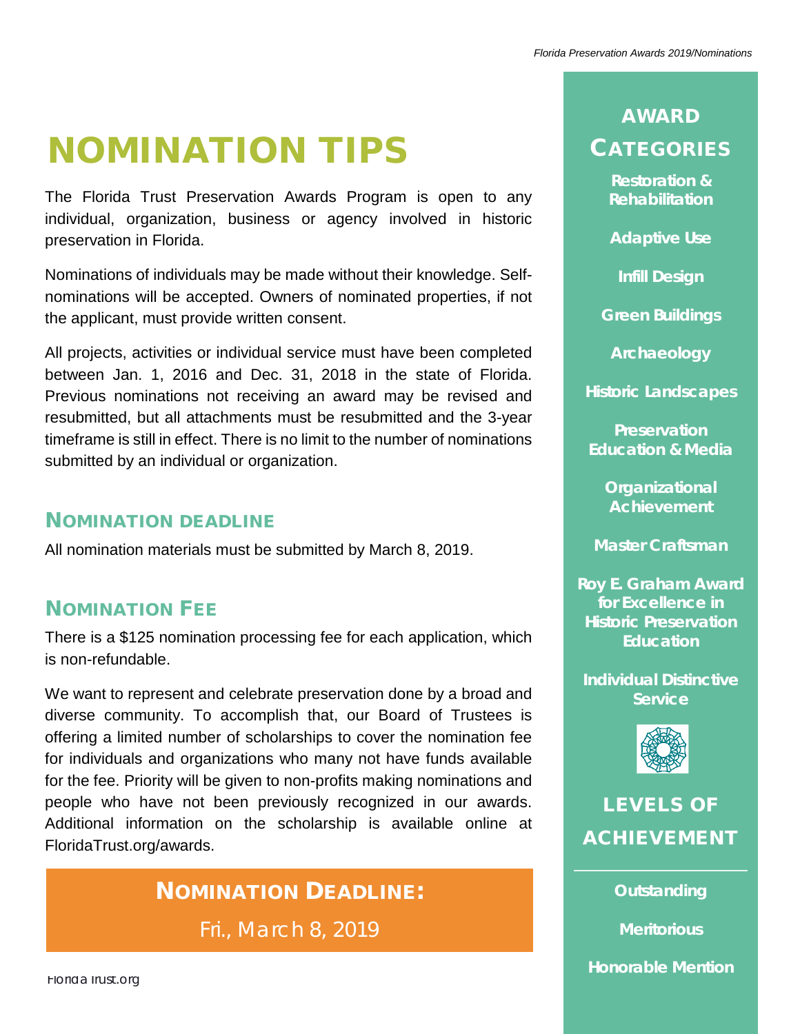# NOMINATION TIPS

The Florida Trust Preservation Awards Program is open to any individual, organization, business or agency involved in historic preservation in Florida.

Nominations of individuals may be made without their knowledge. Self-nominations will be accepted. Owners of nominated properties, if not the applicant, must provide written consent.

All projects, activities or individual service must have been completed between Jan. 1, 2016 and Dec. 31, 2018 in the state of Florida. Previous nominations not receiving an award may be revised and resubmitted, but all attachments must be resubmitted and the 3-year timeframe is still in effect. There is no limit to the number of nominations submitted by an individual or organization.

## NOMINATION DEADLINE

All nomination materials must be submitted by March 8, 2019.

## NOMINATION FEE

There is a $125 nomination processing fee for each application, which is non-refundable.

We want to represent and celebrate preservation done by a broad and diverse community. To accomplish that, our Board of Trustees is offering a limited number of scholarships to cover the nomination fee for individuals and organizations who many not have funds available for the fee. Priority will be given to non-profits making nominations and people who have not been previously recognized in our awards. Additional information on the scholarship is available online at FloridaTrust.org/awards.

**NOMINATION DEADLINE:**

Fri., March 8, 2019

## AWARD CATEGORIES

- Restoration & Rehabilitation
- Adaptive Use
- Infill Design
- Green Buildings
- Archaeology
- Historic Landscapes
- Preservation Education & Media
- Organizational Achievement
- Master Craftsman
- Roy E. Graham Award for Excellence in Historic Preservation Education
- Individual Distinctive Service

## LEVELS OF ACHIEVEMENT

- Outstanding
- Meritorious
- Honorable Mention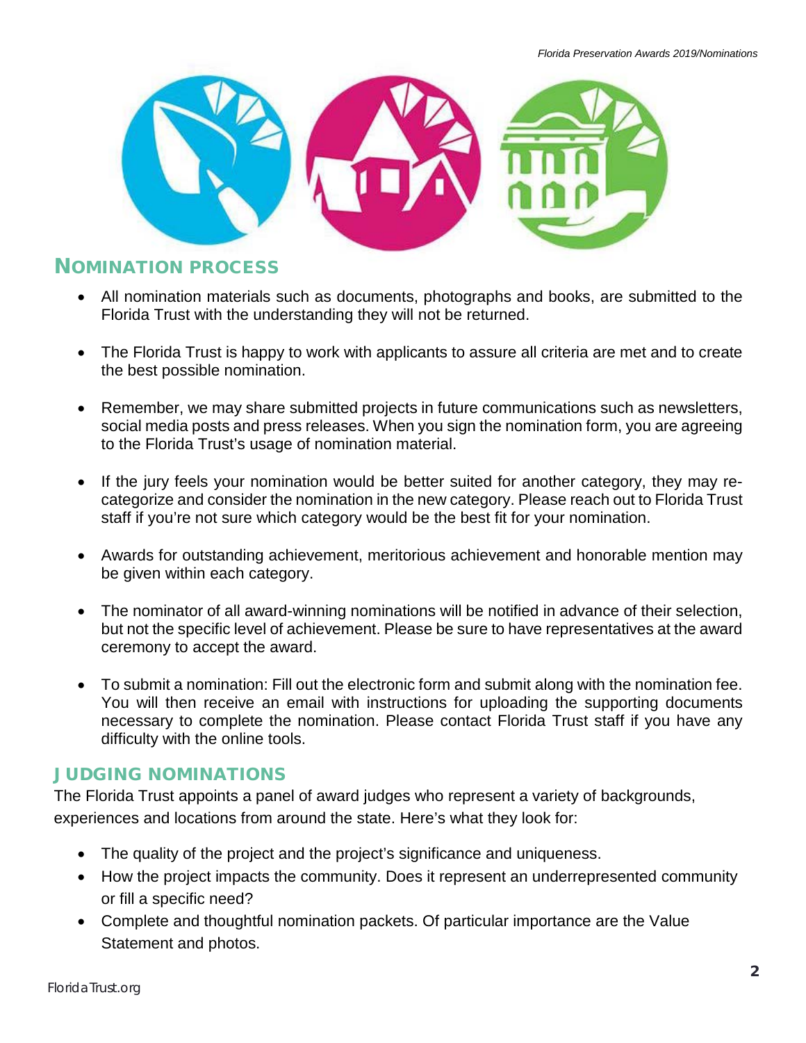## NOMINATION PROCESS

- All nomination materials such as documents, photographs and books, are submitted to the Florida Trust with the understanding they will not be returned.
- The Florida Trust is happy to work with applicants to assure all criteria are met and to create the best possible nomination.
- Remember, we may share submitted projects in future communications such as newsletters, social media posts and press releases. When you sign the nomination form, you are agreeing to the Florida Trust's usage of nomination material.
- If the jury feels your nomination would be better suited for another category, they may re-categorize and consider the nomination in the new category. Please reach out to Florida Trust staff if you're not sure which category would be the best fit for your nomination.
- Awards for outstanding achievement, meritorious achievement and honorable mention may be given within each category.
- The nominator of all award-winning nominations will be notified in advance of their selection, but not the specific level of achievement. Please be sure to have representatives at the award ceremony to accept the award.
- To submit a nomination: Fill out the electronic form and submit along with the nomination fee. You will then receive an email with instructions for uploading the supporting documents necessary to complete the nomination. Please contact Florida Trust staff if you have any difficulty with the online tools.

## JUDGING NOMINATIONS

The Florida Trust appoints a panel of award judges who represent a variety of backgrounds, experiences and locations from around the state. Here's what they look for:

- The quality of the project and the project's significance and uniqueness.
- How the project impacts the community. Does it represent an underrepresented community or fill a specific need?
- Complete and thoughtful nomination packets. Of particular importance are the Value Statement and photos.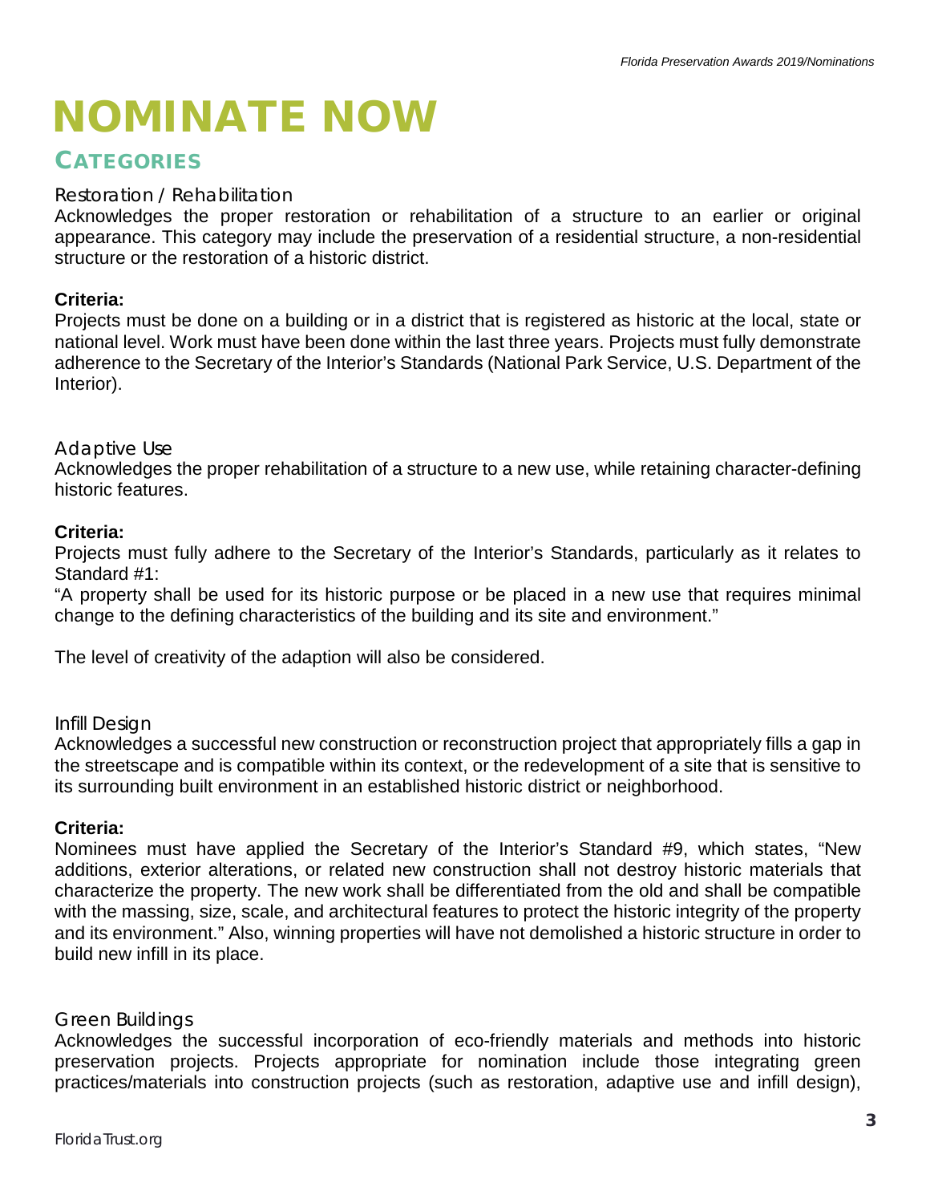# NOMINATE NOW

## CATEGORIES

### Restoration / Rehabilitation

Acknowledges the proper restoration or rehabilitation of a structure to an earlier or original appearance. This category may include the preservation of a residential structure, a non-residential structure or the restoration of a historic district.

**Criteria:**

Projects must be done on a building or in a district that is registered as historic at the local, state or national level. Work must have been done within the last three years. Projects must fully demonstrate adherence to the Secretary of the Interior's Standards (National Park Service, U.S. Department of the Interior).

### Adaptive Use

Acknowledges the proper rehabilitation of a structure to a new use, while retaining character-defining historic features.

**Criteria:**

Projects must fully adhere to the Secretary of the Interior's Standards, particularly as it relates to Standard #1:

"A property shall be used for its historic purpose or be placed in a new use that requires minimal change to the defining characteristics of the building and its site and environment."

The level of creativity of the adaption will also be considered.

### Infill Design

Acknowledges a successful new construction or reconstruction project that appropriately fills a gap in the streetscape and is compatible within its context, or the redevelopment of a site that is sensitive to its surrounding built environment in an established historic district or neighborhood.

**Criteria:**

Nominees must have applied the Secretary of the Interior's Standard #9, which states, "New additions, exterior alterations, or related new construction shall not destroy historic materials that characterize the property. The new work shall be differentiated from the old and shall be compatible with the massing, size, scale, and architectural features to protect the historic integrity of the property and its environment." Also, winning properties will have not demolished a historic structure in order to build new infill in its place.

### Green Buildings

Acknowledges the successful incorporation of eco-friendly materials and methods into historic preservation projects. Projects appropriate for nomination include those integrating green practices/materials into construction projects (such as restoration, adaptive use and infill design),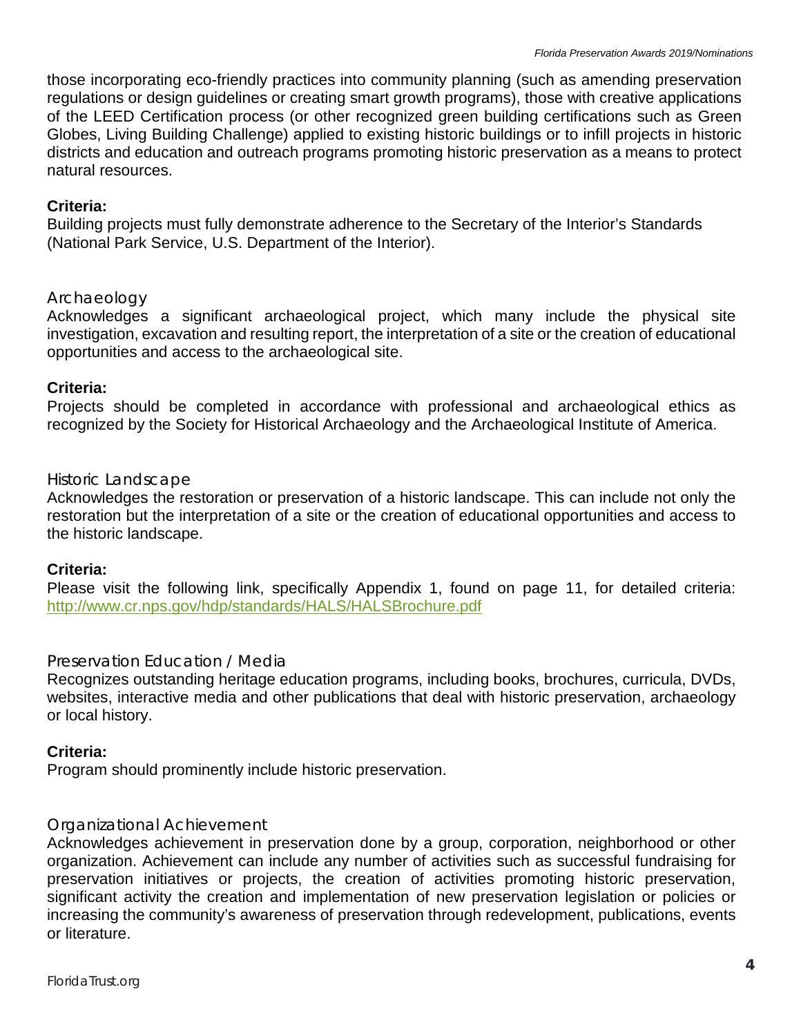those incorporating eco-friendly practices into community planning (such as amending preservation regulations or design guidelines or creating smart growth programs), those with creative applications of the LEED Certification process (or other recognized green building certifications such as Green Globes, Living Building Challenge) applied to existing historic buildings or to infill projects in historic districts and education and outreach programs promoting historic preservation as a means to protect natural resources.

**Criteria:**
Building projects must fully demonstrate adherence to the Secretary of the Interior's Standards (National Park Service, U.S. Department of the Interior).

## Archaeology

Acknowledges a significant archaeological project, which many include the physical site investigation, excavation and resulting report, the interpretation of a site or the creation of educational opportunities and access to the archaeological site.

**Criteria:**
Projects should be completed in accordance with professional and archaeological ethics as recognized by the Society for Historical Archaeology and the Archaeological Institute of America.

## Historic Landscape

Acknowledges the restoration or preservation of a historic landscape. This can include not only the restoration but the interpretation of a site or the creation of educational opportunities and access to the historic landscape.

**Criteria:**
Please visit the following link, specifically Appendix 1, found on page 11, for detailed criteria: http://www.cr.nps.gov/hdp/standards/HALS/HALSBrochure.pdf

## Preservation Education / Media

Recognizes outstanding heritage education programs, including books, brochures, curricula, DVDs, websites, interactive media and other publications that deal with historic preservation, archaeology or local history.

**Criteria:**
Program should prominently include historic preservation.

## Organizational Achievement

Acknowledges achievement in preservation done by a group, corporation, neighborhood or other organization. Achievement can include any number of activities such as successful fundraising for preservation initiatives or projects, the creation of activities promoting historic preservation, significant activity the creation and implementation of new preservation legislation or policies or increasing the community's awareness of preservation through redevelopment, publications, events or literature.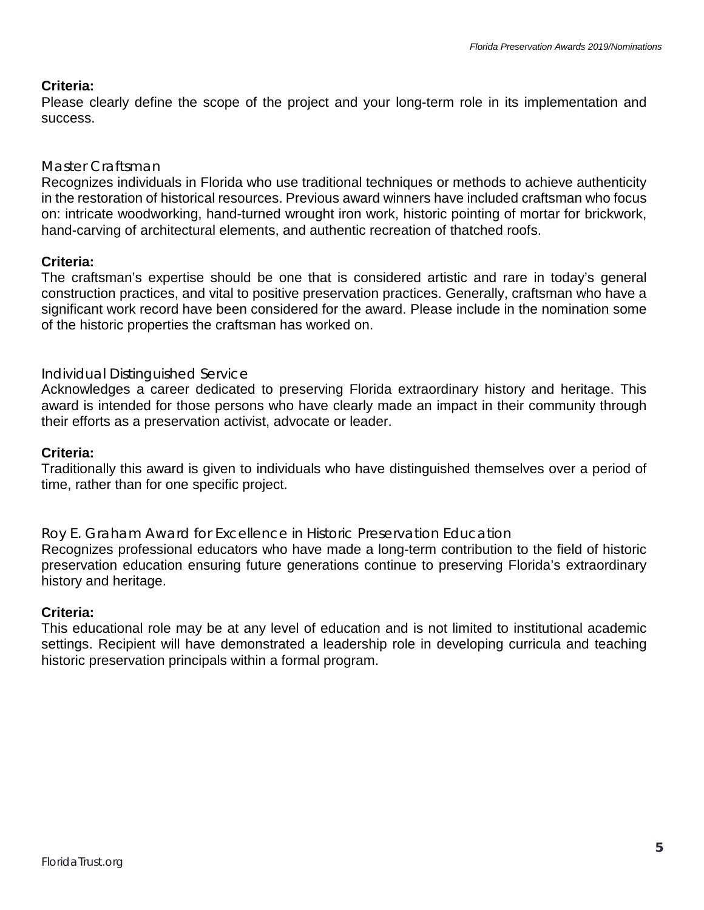**Criteria:**

Please clearly define the scope of the project and your long-term role in its implementation and success.

## Master Craftsman

Recognizes individuals in Florida who use traditional techniques or methods to achieve authenticity in the restoration of historical resources. Previous award winners have included craftsman who focus on: intricate woodworking, hand-turned wrought iron work, historic pointing of mortar for brickwork, hand-carving of architectural elements, and authentic recreation of thatched roofs.

**Criteria:**

The craftsman's expertise should be one that is considered artistic and rare in today's general construction practices, and vital to positive preservation practices. Generally, craftsman who have a significant work record have been considered for the award. Please include in the nomination some of the historic properties the craftsman has worked on.

## Individual Distinguished Service

Acknowledges a career dedicated to preserving Florida extraordinary history and heritage. This award is intended for those persons who have clearly made an impact in their community through their efforts as a preservation activist, advocate or leader.

**Criteria:**

Traditionally this award is given to individuals who have distinguished themselves over a period of time, rather than for one specific project.

## Roy E. Graham Award for Excellence in Historic Preservation Education

Recognizes professional educators who have made a long-term contribution to the field of historic preservation education ensuring future generations continue to preserving Florida's extraordinary history and heritage.

**Criteria:**

This educational role may be at any level of education and is not limited to institutional academic settings. Recipient will have demonstrated a leadership role in developing curricula and teaching historic preservation principals within a formal program.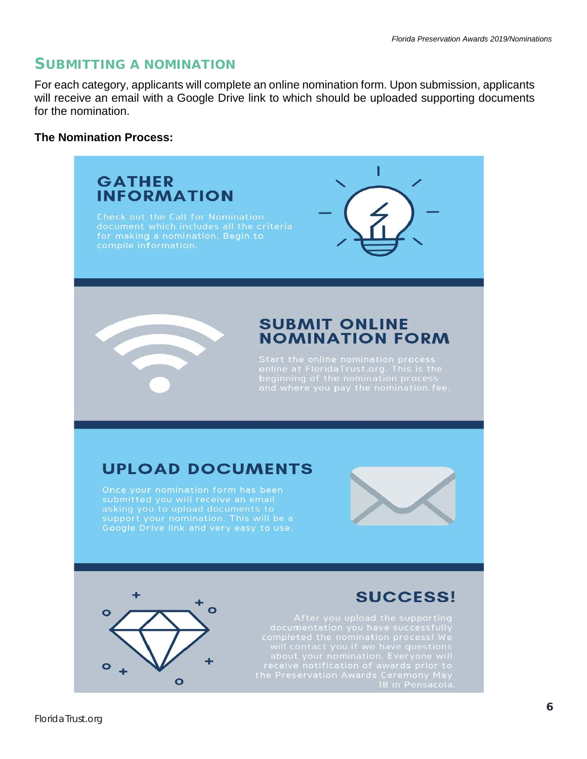## Submitting a nomination

For each category, applicants will complete an online nomination form. Upon submission, applicants will receive an email with a Google Drive link to which should be uploaded supporting documents for the nomination.

**The Nomination Process:**

### GATHER INFORMATION

Check out the Call for Nomination document which includes all the criteria for making a nomination. Begin to compile information.

### SUBMIT ONLINE NOMINATION FORM

Start the online nomination process online at FloridaTrust.org. This is the beginning of the nomination process and where you pay the nomination fee.

### UPLOAD DOCUMENTS

Once your nomination form has been submitted you will receive an email asking you to upload documents to support your nomination. This will be a Google Drive link and very easy to use.

### SUCCESS!

After you upload the supporting documentation you have successfully completed the nomination process! We will contact you if we have questions about your nomination. Everyone will receive notification of awards prior to the Preservation Awards Ceremony May 18 in Pensacola.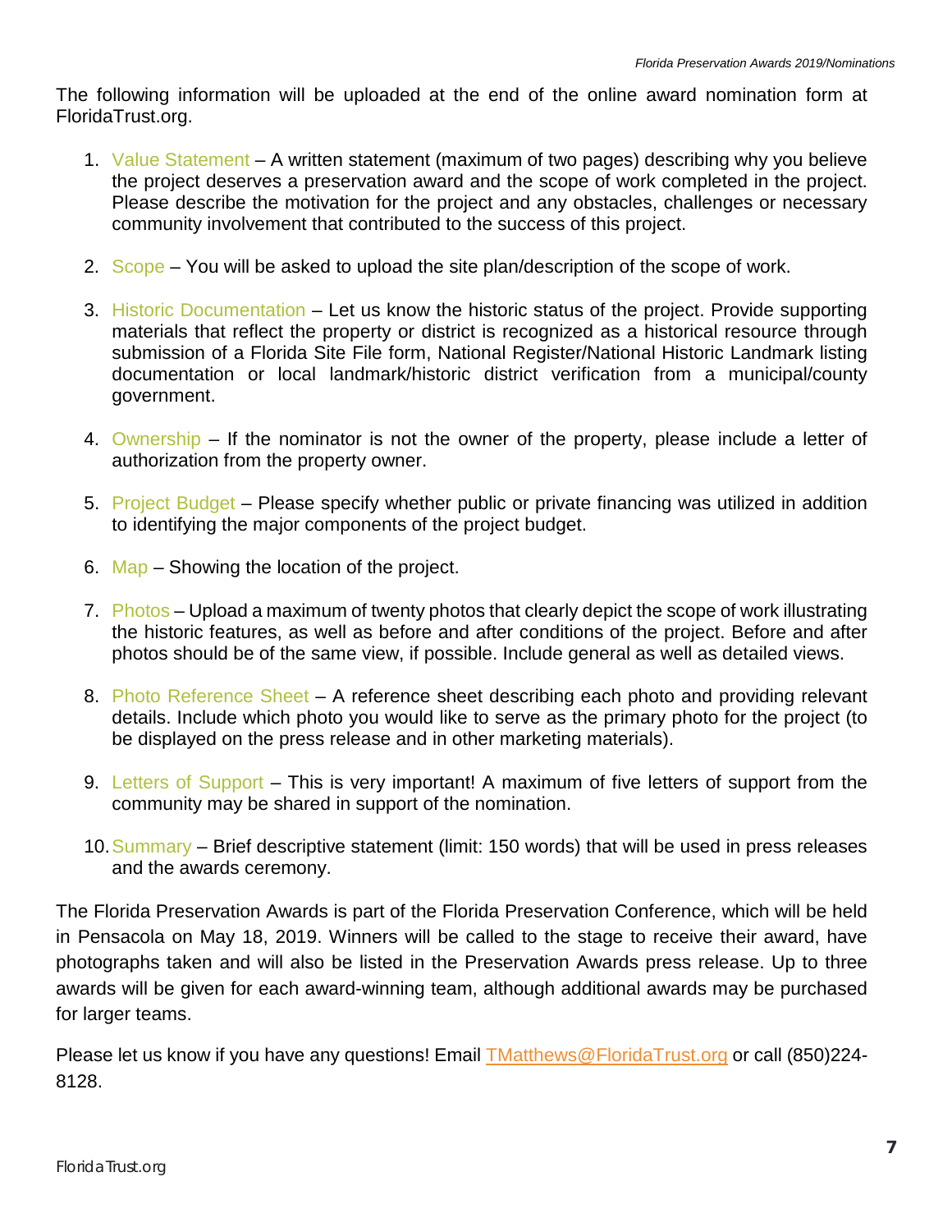The following information will be uploaded at the end of the online award nomination form at FloridaTrust.org.

1. Value Statement – A written statement (maximum of two pages) describing why you believe the project deserves a preservation award and the scope of work completed in the project. Please describe the motivation for the project and any obstacles, challenges or necessary community involvement that contributed to the success of this project.

2. Scope – You will be asked to upload the site plan/description of the scope of work.

3. Historic Documentation – Let us know the historic status of the project. Provide supporting materials that reflect the property or district is recognized as a historical resource through submission of a Florida Site File form, National Register/National Historic Landmark listing documentation or local landmark/historic district verification from a municipal/county government.

4. Ownership – If the nominator is not the owner of the property, please include a letter of authorization from the property owner.

5. Project Budget – Please specify whether public or private financing was utilized in addition to identifying the major components of the project budget.

6. Map – Showing the location of the project.

7. Photos – Upload a maximum of twenty photos that clearly depict the scope of work illustrating the historic features, as well as before and after conditions of the project. Before and after photos should be of the same view, if possible. Include general as well as detailed views.

8. Photo Reference Sheet – A reference sheet describing each photo and providing relevant details. Include which photo you would like to serve as the primary photo for the project (to be displayed on the press release and in other marketing materials).

9. Letters of Support – This is very important! A maximum of five letters of support from the community may be shared in support of the nomination.

10. Summary – Brief descriptive statement (limit: 150 words) that will be used in press releases and the awards ceremony.

The Florida Preservation Awards is part of the Florida Preservation Conference, which will be held in Pensacola on May 18, 2019. Winners will be called to the stage to receive their award, have photographs taken and will also be listed in the Preservation Awards press release. Up to three awards will be given for each award-winning team, although additional awards may be purchased for larger teams.

Please let us know if you have any questions! Email TMatthews@FloridaTrust.org or call (850)224-8128.